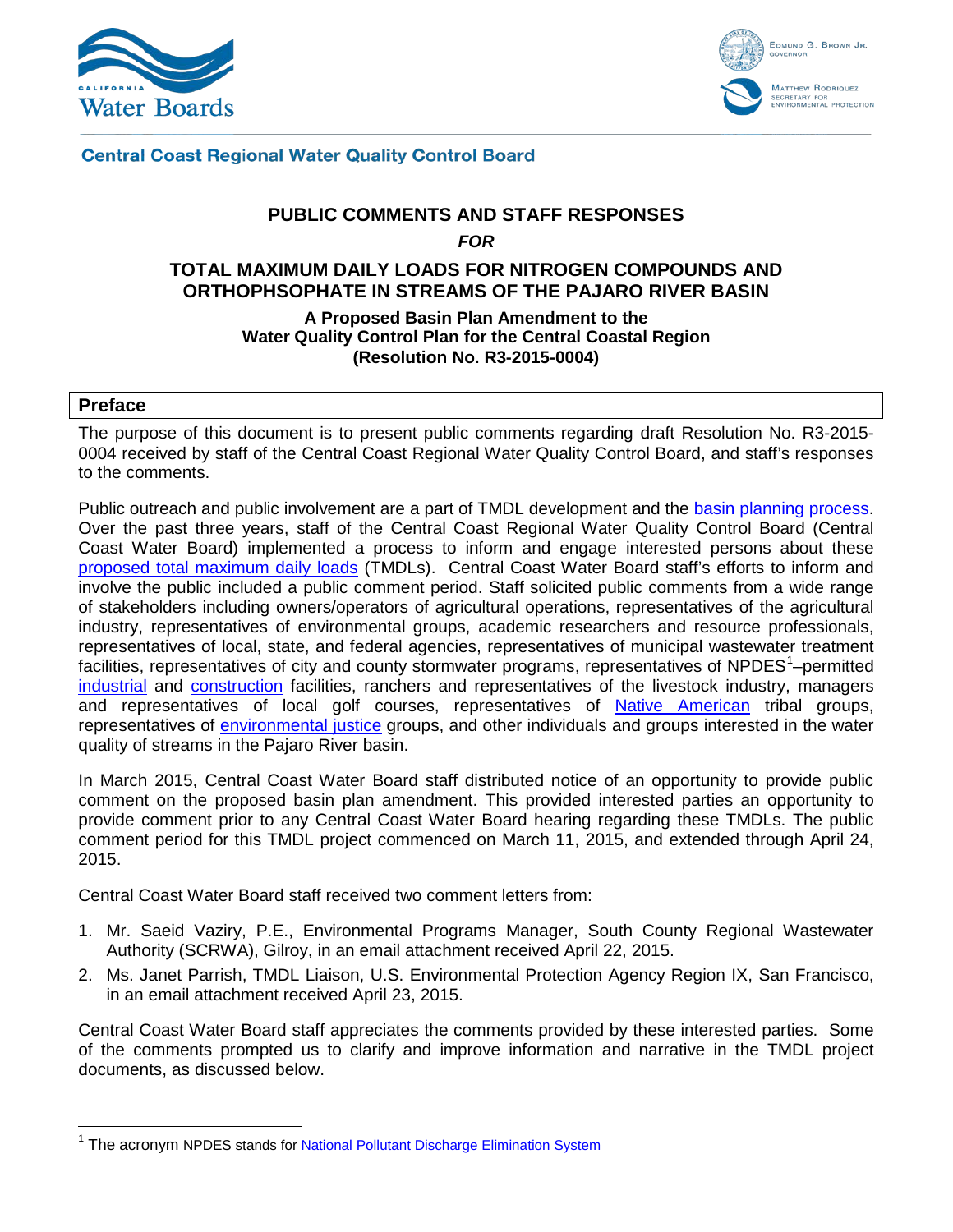Central Coast Regional Water Quality Control Board

# PUBLIC COMMENTS AND STAFF RESPONSES

***FOR***

## TOTAL MAXIMUM DAILY LOADS FOR NITROGEN COMPOUNDS AND ORTHOPHSOPHATE IN STREAMS OF THE PAJARO RIVER BASIN

**A Proposed Basin Plan Amendment to the Water Quality Control Plan for the Central Coastal Region (Resolution No. R3-2015-0004)**

## Preface

The purpose of this document is to present public comments regarding draft Resolution No. R3-2015-0004 received by staff of the Central Coast Regional Water Quality Control Board, and staff's responses to the comments.

Public outreach and public involvement are a part of TMDL development and the basin planning process. Over the past three years, staff of the Central Coast Regional Water Quality Control Board (Central Coast Water Board) implemented a process to inform and engage interested persons about these proposed total maximum daily loads (TMDLs). Central Coast Water Board staff's efforts to inform and involve the public included a public comment period. Staff solicited public comments from a wide range of stakeholders including owners/operators of agricultural operations, representatives of the agricultural industry, representatives of environmental groups, academic researchers and resource professionals, representatives of local, state, and federal agencies, representatives of municipal wastewater treatment facilities, representatives of city and county stormwater programs, representatives of NPDES[1]–permitted industrial and construction facilities, ranchers and representatives of the livestock industry, managers and representatives of local golf courses, representatives of Native American tribal groups, representatives of environmental justice groups, and other individuals and groups interested in the water quality of streams in the Pajaro River basin.

In March 2015, Central Coast Water Board staff distributed notice of an opportunity to provide public comment on the proposed basin plan amendment. This provided interested parties an opportunity to provide comment prior to any Central Coast Water Board hearing regarding these TMDLs. The public comment period for this TMDL project commenced on March 11, 2015, and extended through April 24, 2015.

Central Coast Water Board staff received two comment letters from:

1. Mr. Saeid Vaziry, P.E., Environmental Programs Manager, South County Regional Wastewater Authority (SCRWA), Gilroy, in an email attachment received April 22, 2015.
2. Ms. Janet Parrish, TMDL Liaison, U.S. Environmental Protection Agency Region IX, San Francisco, in an email attachment received April 23, 2015.

Central Coast Water Board staff appreciates the comments provided by these interested parties. Some of the comments prompted us to clarify and improve information and narrative in the TMDL project documents, as discussed below.

[1] The acronym NPDES stands for National Pollutant Discharge Elimination System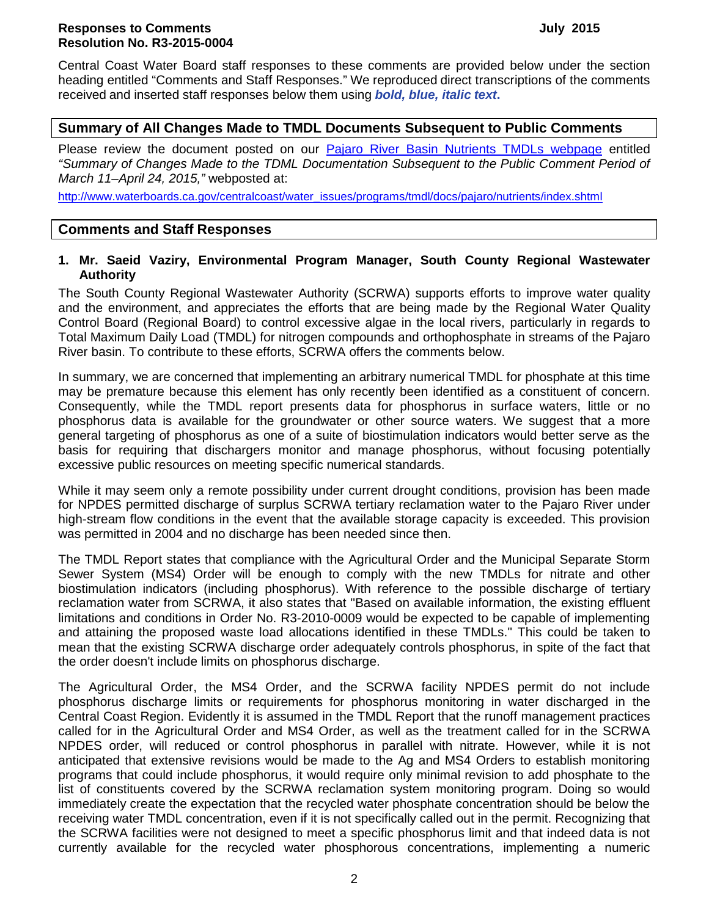Central Coast Water Board staff responses to these comments are provided below under the section heading entitled "Comments and Staff Responses." We reproduced direct transcriptions of the comments received and inserted staff responses below them using ***bold, blue, italic text*.**

## Summary of All Changes Made to TMDL Documents Subsequent to Public Comments

Please review the document posted on our [Pajaro River Basin Nutrients TMDLs webpage](http://www.waterboards.ca.gov/centralcoast/water_issues/programs/tmdl/docs/pajaro/nutrients/index.shtml) entitled *"Summary of Changes Made to the TDML Documentation Subsequent to the Public Comment Period of March 11–April 24, 2015,"* webposted at:

http://www.waterboards.ca.gov/centralcoast/water_issues/programs/tmdl/docs/pajaro/nutrients/index.shtml

## Comments and Staff Responses

### 1. Mr. Saeid Vaziry, Environmental Program Manager, South County Regional Wastewater Authority

The South County Regional Wastewater Authority (SCRWA) supports efforts to improve water quality and the environment, and appreciates the efforts that are being made by the Regional Water Quality Control Board (Regional Board) to control excessive algae in the local rivers, particularly in regards to Total Maximum Daily Load (TMDL) for nitrogen compounds and orthophosphate in streams of the Pajaro River basin. To contribute to these efforts, SCRWA offers the comments below.

In summary, we are concerned that implementing an arbitrary numerical TMDL for phosphate at this time may be premature because this element has only recently been identified as a constituent of concern. Consequently, while the TMDL report presents data for phosphorus in surface waters, little or no phosphorus data is available for the groundwater or other source waters. We suggest that a more general targeting of phosphorus as one of a suite of biostimulation indicators would better serve as the basis for requiring that dischargers monitor and manage phosphorus, without focusing potentially excessive public resources on meeting specific numerical standards.

While it may seem only a remote possibility under current drought conditions, provision has been made for NPDES permitted discharge of surplus SCRWA tertiary reclamation water to the Pajaro River under high-stream flow conditions in the event that the available storage capacity is exceeded. This provision was permitted in 2004 and no discharge has been needed since then.

The TMDL Report states that compliance with the Agricultural Order and the Municipal Separate Storm Sewer System (MS4) Order will be enough to comply with the new TMDLs for nitrate and other biostimulation indicators (including phosphorus). With reference to the possible discharge of tertiary reclamation water from SCRWA, it also states that "Based on available information, the existing effluent limitations and conditions in Order No. R3-2010-0009 would be expected to be capable of implementing and attaining the proposed waste load allocations identified in these TMDLs." This could be taken to mean that the existing SCRWA discharge order adequately controls phosphorus, in spite of the fact that the order doesn't include limits on phosphorus discharge.

The Agricultural Order, the MS4 Order, and the SCRWA facility NPDES permit do not include phosphorus discharge limits or requirements for phosphorus monitoring in water discharged in the Central Coast Region. Evidently it is assumed in the TMDL Report that the runoff management practices called for in the Agricultural Order and MS4 Order, as well as the treatment called for in the SCRWA NPDES order, will reduced or control phosphorus in parallel with nitrate. However, while it is not anticipated that extensive revisions would be made to the Ag and MS4 Orders to establish monitoring programs that could include phosphorus, it would require only minimal revision to add phosphate to the list of constituents covered by the SCRWA reclamation system monitoring program. Doing so would immediately create the expectation that the recycled water phosphate concentration should be below the receiving water TMDL concentration, even if it is not specifically called out in the permit. Recognizing that the SCRWA facilities were not designed to meet a specific phosphorus limit and that indeed data is not currently available for the recycled water phosphorous concentrations, implementing a numeric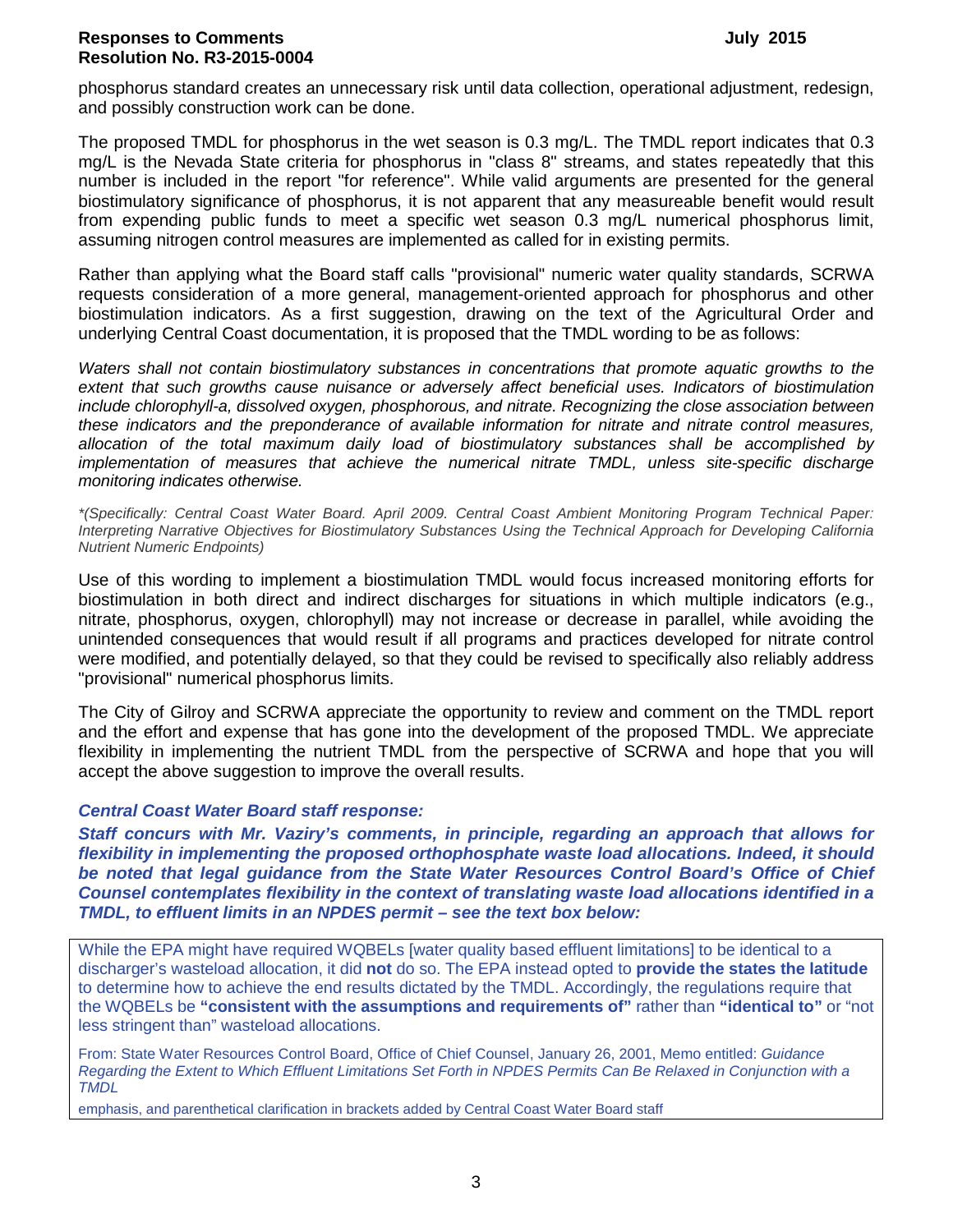phosphorus standard creates an unnecessary risk until data collection, operational adjustment, redesign, and possibly construction work can be done.

The proposed TMDL for phosphorus in the wet season is 0.3 mg/L. The TMDL report indicates that 0.3 mg/L is the Nevada State criteria for phosphorus in "class 8" streams, and states repeatedly that this number is included in the report "for reference". While valid arguments are presented for the general biostimulatory significance of phosphorus, it is not apparent that any measureable benefit would result from expending public funds to meet a specific wet season 0.3 mg/L numerical phosphorus limit, assuming nitrogen control measures are implemented as called for in existing permits.

Rather than applying what the Board staff calls "provisional" numeric water quality standards, SCRWA requests consideration of a more general, management-oriented approach for phosphorus and other biostimulation indicators. As a first suggestion, drawing on the text of the Agricultural Order and underlying Central Coast documentation, it is proposed that the TMDL wording to be as follows:

*Waters shall not contain biostimulatory substances in concentrations that promote aquatic growths to the extent that such growths cause nuisance or adversely affect beneficial uses. Indicators of biostimulation include chlorophyll-a, dissolved oxygen, phosphorous, and nitrate. Recognizing the close association between these indicators and the preponderance of available information for nitrate and nitrate control measures, allocation of the total maximum daily load of biostimulatory substances shall be accomplished by implementation of measures that achieve the numerical nitrate TMDL, unless site-specific discharge monitoring indicates otherwise.*

*\*(Specifically: Central Coast Water Board. April 2009. Central Coast Ambient Monitoring Program Technical Paper: Interpreting Narrative Objectives for Biostimulatory Substances Using the Technical Approach for Developing California Nutrient Numeric Endpoints)*

Use of this wording to implement a biostimulation TMDL would focus increased monitoring efforts for biostimulation in both direct and indirect discharges for situations in which multiple indicators (e.g., nitrate, phosphorus, oxygen, chlorophyll) may not increase or decrease in parallel, while avoiding the unintended consequences that would result if all programs and practices developed for nitrate control were modified, and potentially delayed, so that they could be revised to specifically also reliably address "provisional" numerical phosphorus limits.

The City of Gilroy and SCRWA appreciate the opportunity to review and comment on the TMDL report and the effort and expense that has gone into the development of the proposed TMDL. We appreciate flexibility in implementing the nutrient TMDL from the perspective of SCRWA and hope that you will accept the above suggestion to improve the overall results.

***Central Coast Water Board staff response:***

***Staff concurs with Mr. Vaziry's comments, in principle, regarding an approach that allows for flexibility in implementing the proposed orthophosphate waste load allocations. Indeed, it should be noted that legal guidance from the State Water Resources Control Board's Office of Chief Counsel contemplates flexibility in the context of translating waste load allocations identified in a TMDL, to effluent limits in an NPDES permit – see the text box below:***

> While the EPA might have required WQBELs [water quality based effluent limitations] to be identical to a discharger's wasteload allocation, it did **not** do so. The EPA instead opted to **provide the states the latitude** to determine how to achieve the end results dictated by the TMDL. Accordingly, the regulations require that the WQBELs be **"consistent with the assumptions and requirements of"** rather than **"identical to"** or "not less stringent than" wasteload allocations.
>
> From: State Water Resources Control Board, Office of Chief Counsel, January 26, 2001, Memo entitled: *Guidance Regarding the Extent to Which Effluent Limitations Set Forth in NPDES Permits Can Be Relaxed in Conjunction with a TMDL*
>
> emphasis, and parenthetical clarification in brackets added by Central Coast Water Board staff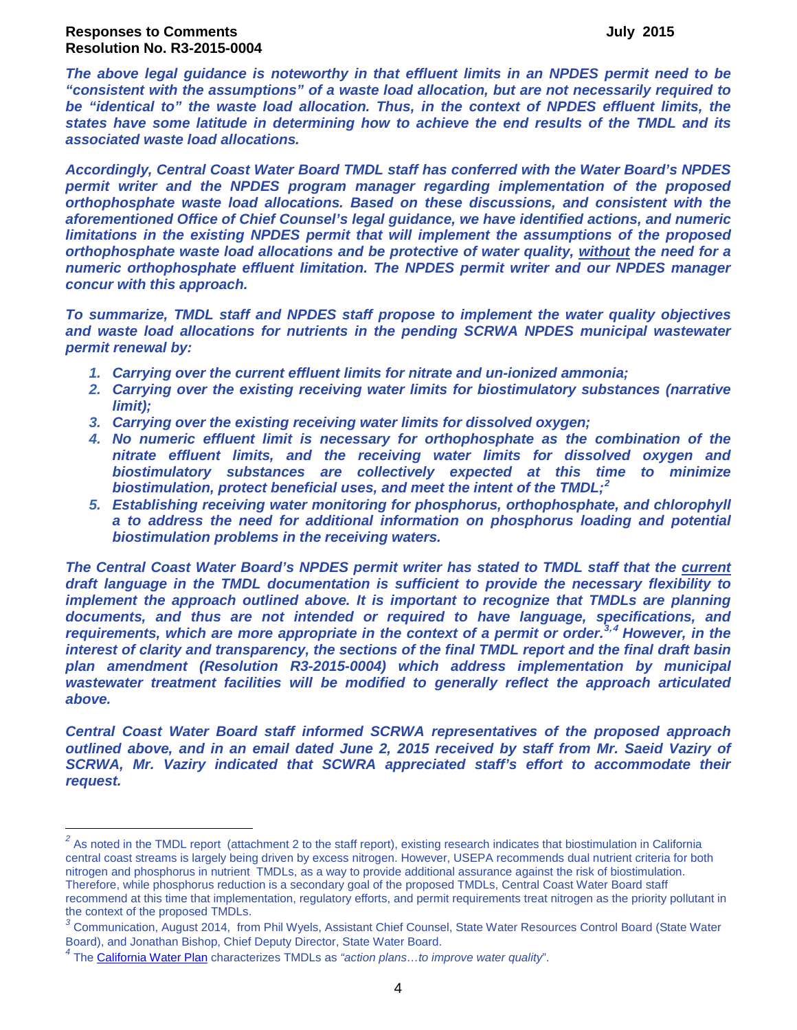***The above legal guidance is noteworthy in that effluent limits in an NPDES permit need to be "consistent with the assumptions" of a waste load allocation, but are not necessarily required to be "identical to" the waste load allocation. Thus, in the context of NPDES effluent limits, the states have some latitude in determining how to achieve the end results of the TMDL and its associated waste load allocations.***

***Accordingly, Central Coast Water Board TMDL staff has conferred with the Water Board's NPDES permit writer and the NPDES program manager regarding implementation of the proposed orthophosphate waste load allocations. Based on these discussions, and consistent with the aforementioned Office of Chief Counsel's legal guidance, we have identified actions, and numeric limitations in the existing NPDES permit that will implement the assumptions of the proposed orthophosphate waste load allocations and be protective of water quality, <u>without</u> the need for a numeric orthophosphate effluent limitation. The NPDES permit writer and our NPDES manager concur with this approach.***

***To summarize, TMDL staff and NPDES staff propose to implement the water quality objectives and waste load allocations for nutrients in the pending SCRWA NPDES municipal wastewater permit renewal by:***

1. ***Carrying over the current effluent limits for nitrate and un-ionized ammonia;***
2. ***Carrying over the existing receiving water limits for biostimulatory substances (narrative limit);***
3. ***Carrying over the existing receiving water limits for dissolved oxygen;***
4. ***No numeric effluent limit is necessary for orthophosphate as the combination of the nitrate effluent limits, and the receiving water limits for dissolved oxygen and biostimulatory substances are collectively expected at this time to minimize biostimulation, protect beneficial uses, and meet the intent of the TMDL;[2]***
5. ***Establishing receiving water monitoring for phosphorus, orthophosphate, and chlorophyll a to address the need for additional information on phosphorus loading and potential biostimulation problems in the receiving waters.***

***The Central Coast Water Board's NPDES permit writer has stated to TMDL staff that the <u>current</u> draft language in the TMDL documentation is sufficient to provide the necessary flexibility to implement the approach outlined above. It is important to recognize that TMDLs are planning documents, and thus are not intended or required to have language, specifications, and requirements, which are more appropriate in the context of a permit or order.[3,4] However, in the interest of clarity and transparency, the sections of the final TMDL report and the final draft basin plan amendment (Resolution R3-2015-0004) which address implementation by municipal wastewater treatment facilities will be modified to generally reflect the approach articulated above.***

***Central Coast Water Board staff informed SCRWA representatives of the proposed approach outlined above, and in an email dated June 2, 2015 received by staff from Mr. Saeid Vaziry of SCRWA, Mr. Vaziry indicated that SCWRA appreciated staff's effort to accommodate their request.***

---

[2] As noted in the TMDL report (attachment 2 to the staff report), existing research indicates that biostimulation in California central coast streams is largely being driven by excess nitrogen. However, USEPA recommends dual nutrient criteria for both nitrogen and phosphorus in nutrient TMDLs, as a way to provide additional assurance against the risk of biostimulation. Therefore, while phosphorus reduction is a secondary goal of the proposed TMDLs, Central Coast Water Board staff recommend at this time that implementation, regulatory efforts, and permit requirements treat nitrogen as the priority pollutant in the context of the proposed TMDLs.

[3] Communication, August 2014, from Phil Wyels, Assistant Chief Counsel, State Water Resources Control Board (State Water Board), and Jonathan Bishop, Chief Deputy Director, State Water Board.

[4] The California Water Plan characterizes TMDLs as *"action plans…to improve water quality"*.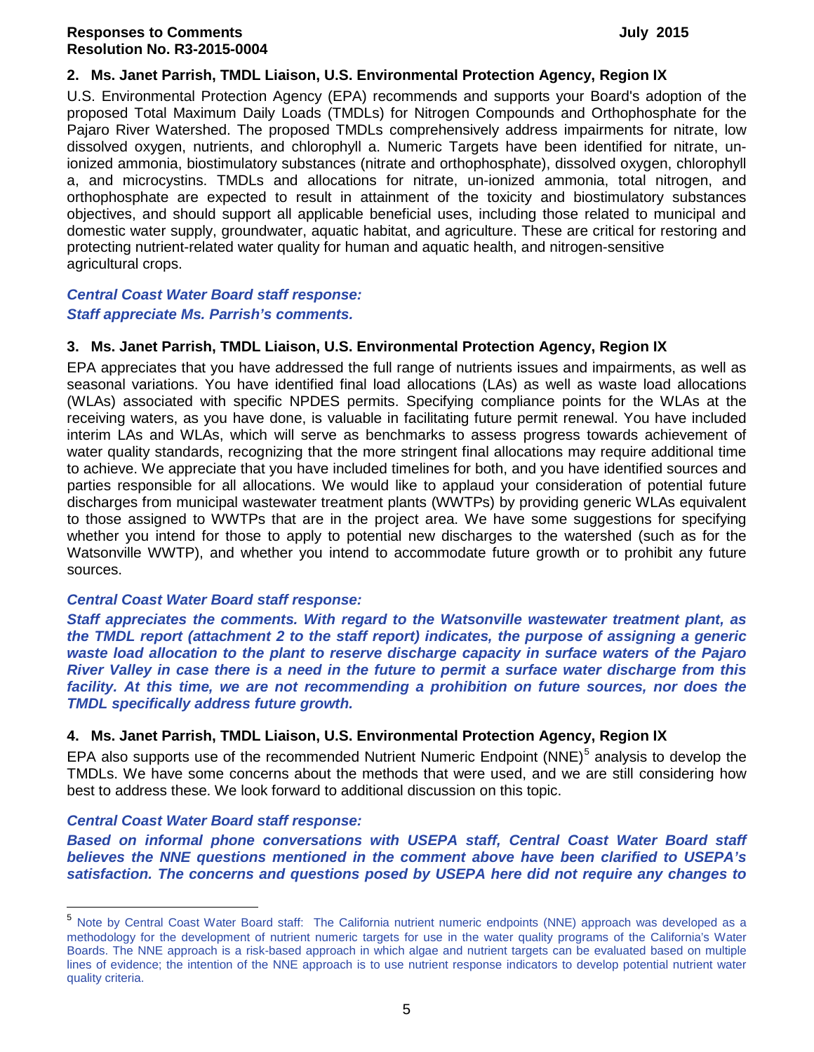**2. Ms. Janet Parrish, TMDL Liaison, U.S. Environmental Protection Agency, Region IX**

U.S. Environmental Protection Agency (EPA) recommends and supports your Board's adoption of the proposed Total Maximum Daily Loads (TMDLs) for Nitrogen Compounds and Orthophosphate for the Pajaro River Watershed. The proposed TMDLs comprehensively address impairments for nitrate, low dissolved oxygen, nutrients, and chlorophyll a. Numeric Targets have been identified for nitrate, un-ionized ammonia, biostimulatory substances (nitrate and orthophosphate), dissolved oxygen, chlorophyll a, and microcystins. TMDLs and allocations for nitrate, un-ionized ammonia, total nitrogen, and orthophosphate are expected to result in attainment of the toxicity and biostimulatory substances objectives, and should support all applicable beneficial uses, including those related to municipal and domestic water supply, groundwater, aquatic habitat, and agriculture. These are critical for restoring and protecting nutrient-related water quality for human and aquatic health, and nitrogen-sensitive agricultural crops.

***Central Coast Water Board staff response:***
***Staff appreciate Ms. Parrish's comments.***

**3. Ms. Janet Parrish, TMDL Liaison, U.S. Environmental Protection Agency, Region IX**

EPA appreciates that you have addressed the full range of nutrients issues and impairments, as well as seasonal variations. You have identified final load allocations (LAs) as well as waste load allocations (WLAs) associated with specific NPDES permits. Specifying compliance points for the WLAs at the receiving waters, as you have done, is valuable in facilitating future permit renewal. You have included interim LAs and WLAs, which will serve as benchmarks to assess progress towards achievement of water quality standards, recognizing that the more stringent final allocations may require additional time to achieve. We appreciate that you have included timelines for both, and you have identified sources and parties responsible for all allocations. We would like to applaud your consideration of potential future discharges from municipal wastewater treatment plants (WWTPs) by providing generic WLAs equivalent to those assigned to WWTPs that are in the project area. We have some suggestions for specifying whether you intend for those to apply to potential new discharges to the watershed (such as for the Watsonville WWTP), and whether you intend to accommodate future growth or to prohibit any future sources.

***Central Coast Water Board staff response:***

***Staff appreciates the comments. With regard to the Watsonville wastewater treatment plant, as the TMDL report (attachment 2 to the staff report) indicates, the purpose of assigning a generic waste load allocation to the plant to reserve discharge capacity in surface waters of the Pajaro River Valley in case there is a need in the future to permit a surface water discharge from this facility. At this time, we are not recommending a prohibition on future sources, nor does the TMDL specifically address future growth.***

**4. Ms. Janet Parrish, TMDL Liaison, U.S. Environmental Protection Agency, Region IX**

EPA also supports use of the recommended Nutrient Numeric Endpoint (NNE)[5] analysis to develop the TMDLs. We have some concerns about the methods that were used, and we are still considering how best to address these. We look forward to additional discussion on this topic.

***Central Coast Water Board staff response:***

***Based on informal phone conversations with USEPA staff, Central Coast Water Board staff believes the NNE questions mentioned in the comment above have been clarified to USEPA's satisfaction. The concerns and questions posed by USEPA here did not require any changes to***

[5] Note by Central Coast Water Board staff: The California nutrient numeric endpoints (NNE) approach was developed as a methodology for the development of nutrient numeric targets for use in the water quality programs of the California's Water Boards. The NNE approach is a risk-based approach in which algae and nutrient targets can be evaluated based on multiple lines of evidence; the intention of the NNE approach is to use nutrient response indicators to develop potential nutrient water quality criteria.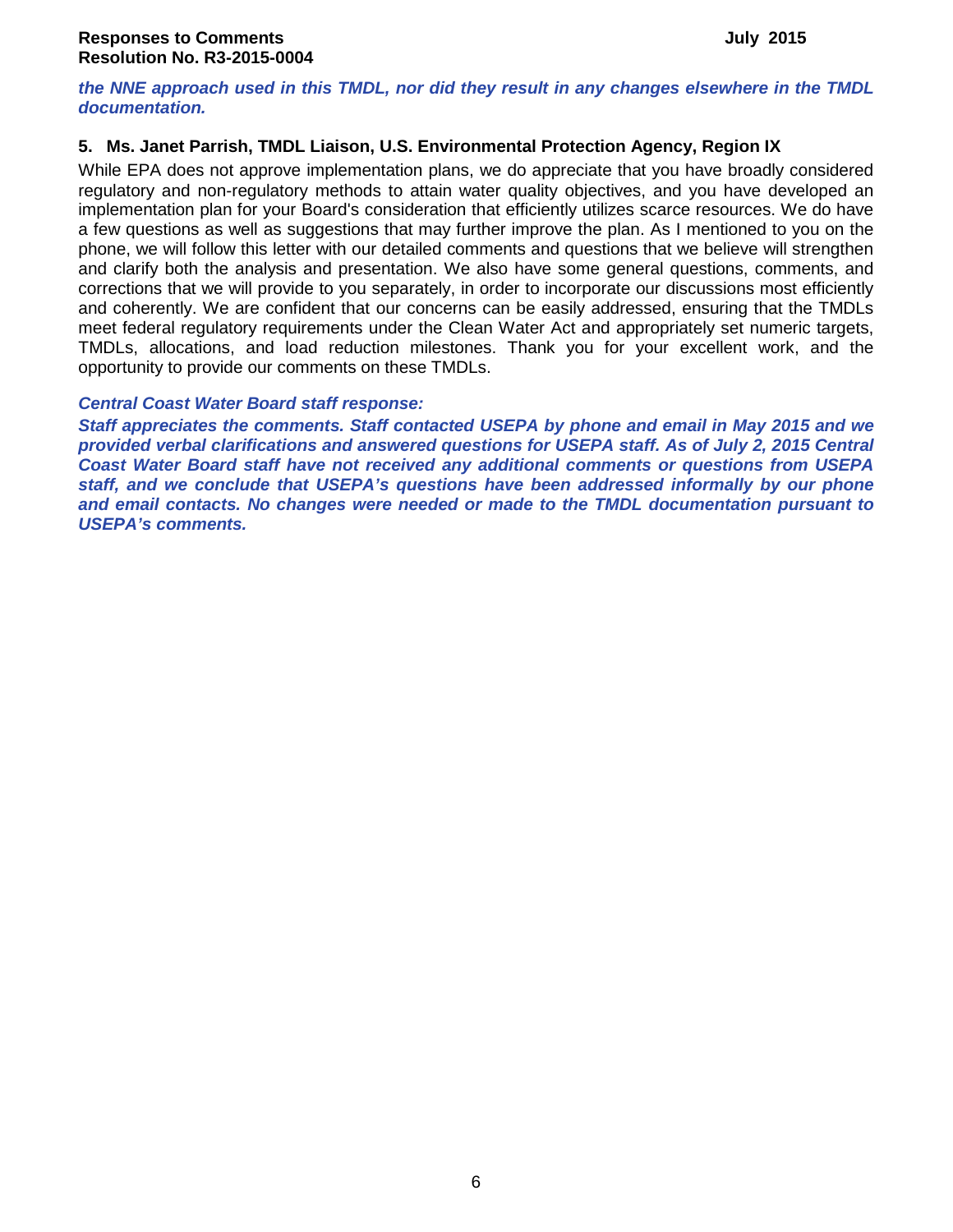***the NNE approach used in this TMDL, nor did they result in any changes elsewhere in the TMDL documentation.***

**5. Ms. Janet Parrish, TMDL Liaison, U.S. Environmental Protection Agency, Region IX**

While EPA does not approve implementation plans, we do appreciate that you have broadly considered regulatory and non-regulatory methods to attain water quality objectives, and you have developed an implementation plan for your Board's consideration that efficiently utilizes scarce resources. We do have a few questions as well as suggestions that may further improve the plan. As I mentioned to you on the phone, we will follow this letter with our detailed comments and questions that we believe will strengthen and clarify both the analysis and presentation. We also have some general questions, comments, and corrections that we will provide to you separately, in order to incorporate our discussions most efficiently and coherently. We are confident that our concerns can be easily addressed, ensuring that the TMDLs meet federal regulatory requirements under the Clean Water Act and appropriately set numeric targets, TMDLs, allocations, and load reduction milestones. Thank you for your excellent work, and the opportunity to provide our comments on these TMDLs.

***Central Coast Water Board staff response:***

***Staff appreciates the comments. Staff contacted USEPA by phone and email in May 2015 and we provided verbal clarifications and answered questions for USEPA staff. As of July 2, 2015 Central Coast Water Board staff have not received any additional comments or questions from USEPA staff, and we conclude that USEPA's questions have been addressed informally by our phone and email contacts. No changes were needed or made to the TMDL documentation pursuant to USEPA's comments.***